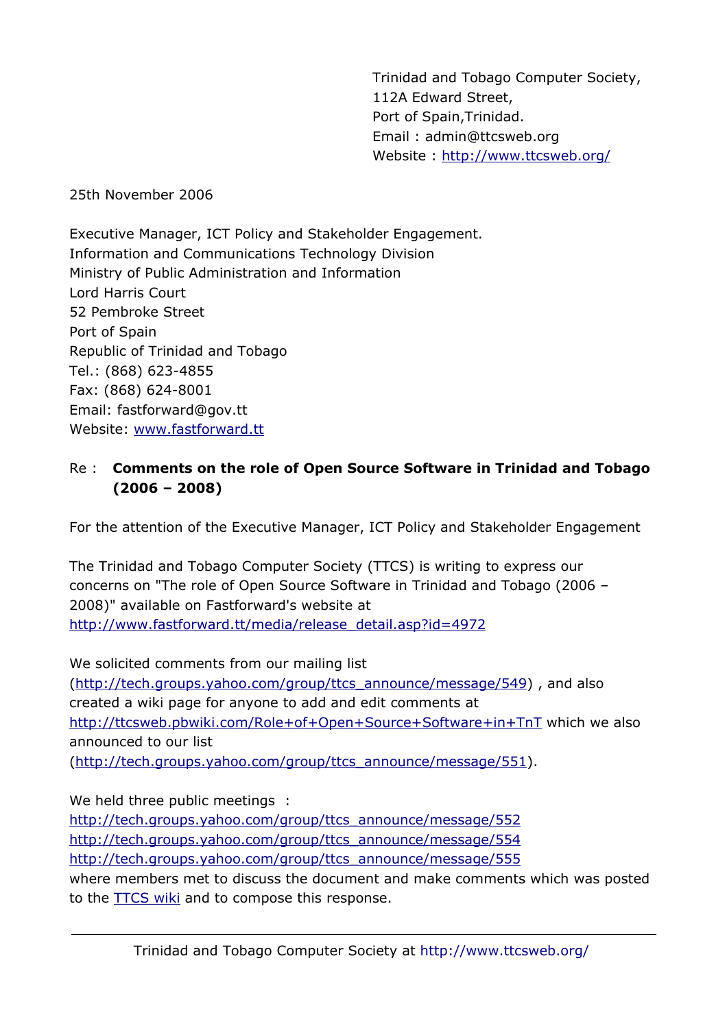Trinidad and Tobago Computer Society,
112A Edward Street,
Port of Spain,Trinidad.
Email : admin@ttcsweb.org
Website : [http://www.ttcsweb.org/](http://www.ttcsweb.org/)

25th November 2006

Executive Manager, ICT Policy and Stakeholder Engagement.
Information and Communications Technology Division
Ministry of Public Administration and Information
Lord Harris Court
52 Pembroke Street
Port of Spain
Republic of Trinidad and Tobago
Tel.: (868) 623-4855
Fax: (868) 624-8001
Email: fastforward@gov.tt
Website: [www.fastforward.tt](www.fastforward.tt)

Re : **Comments on the role of Open Source Software in Trinidad and Tobago (2006 – 2008)**

For the attention of the Executive Manager, ICT Policy and Stakeholder Engagement

The Trinidad and Tobago Computer Society (TTCS) is writing to express our concerns on "The role of Open Source Software in Trinidad and Tobago (2006 – 2008)" available on Fastforward's website at [http://www.fastforward.tt/media/release_detail.asp?id=4972](http://www.fastforward.tt/media/release_detail.asp?id=4972)

We solicited comments from our mailing list ([http://tech.groups.yahoo.com/group/ttcs_announce/message/549](http://tech.groups.yahoo.com/group/ttcs_announce/message/549)) , and also created a wiki page for anyone to add and edit comments at [http://ttcsweb.pbwiki.com/Role+of+Open+Source+Software+in+TnT](http://ttcsweb.pbwiki.com/Role+of+Open+Source+Software+in+TnT) which we also announced to our list ([http://tech.groups.yahoo.com/group/ttcs_announce/message/551](http://tech.groups.yahoo.com/group/ttcs_announce/message/551)).

We held three public meetings :
[http://tech.groups.yahoo.com/group/ttcs_announce/message/552](http://tech.groups.yahoo.com/group/ttcs_announce/message/552)
[http://tech.groups.yahoo.com/group/ttcs_announce/message/554](http://tech.groups.yahoo.com/group/ttcs_announce/message/554)
[http://tech.groups.yahoo.com/group/ttcs_announce/message/555](http://tech.groups.yahoo.com/group/ttcs_announce/message/555)
where members met to discuss the document and make comments which was posted to the TTCS wiki and to compose this response.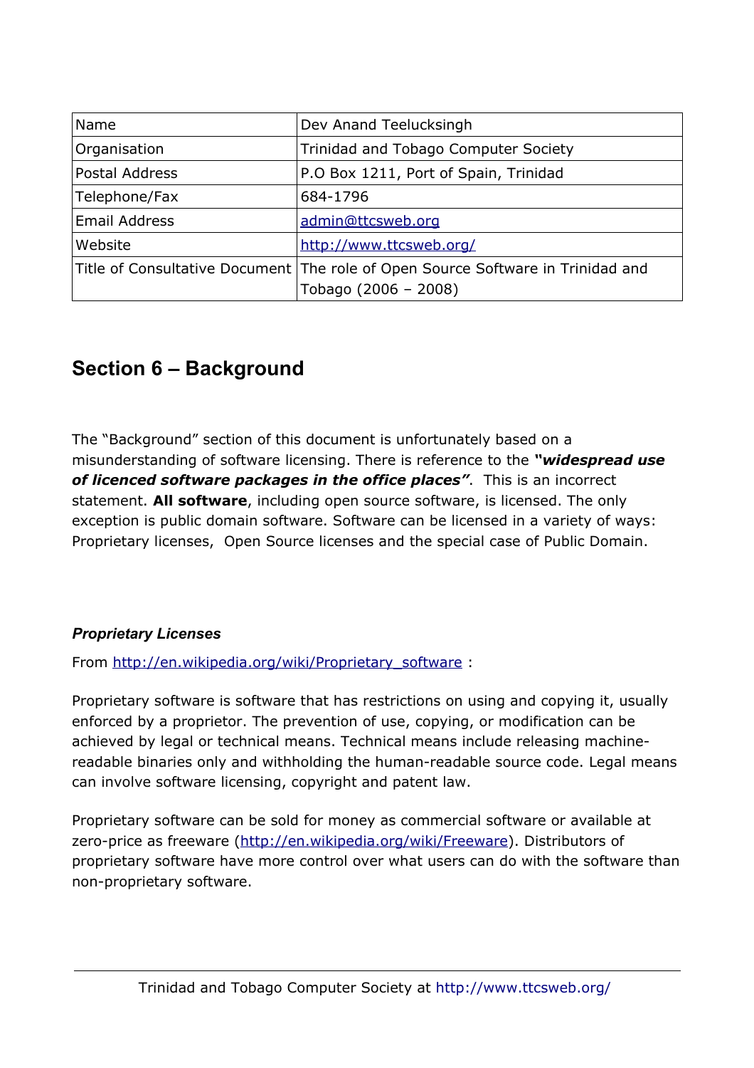| Name | Dev Anand Teelucksingh |
|---|---|
| Organisation | Trinidad and Tobago Computer Society |
| Postal Address | P.O Box 1211, Port of Spain, Trinidad |
| Telephone/Fax | 684-1796 |
| Email Address | admin@ttcsweb.org |
| Website | http://www.ttcsweb.org/ |
| Title of Consultative Document | The role of Open Source Software in Trinidad and Tobago (2006 – 2008) |

## Section 6 – Background

The "Background" section of this document is unfortunately based on a misunderstanding of software licensing. There is reference to the ***"widespread use of licenced software packages in the office places"***. This is an incorrect statement. **All software**, including open source software, is licensed. The only exception is public domain software. Software can be licensed in a variety of ways: Proprietary licenses, Open Source licenses and the special case of Public Domain.

### *Proprietary Licenses*

From http://en.wikipedia.org/wiki/Proprietary_software :

Proprietary software is software that has restrictions on using and copying it, usually enforced by a proprietor. The prevention of use, copying, or modification can be achieved by legal or technical means. Technical means include releasing machine-readable binaries only and withholding the human-readable source code. Legal means can involve software licensing, copyright and patent law.

Proprietary software can be sold for money as commercial software or available at zero-price as freeware (http://en.wikipedia.org/wiki/Freeware). Distributors of proprietary software have more control over what users can do with the software than non-proprietary software.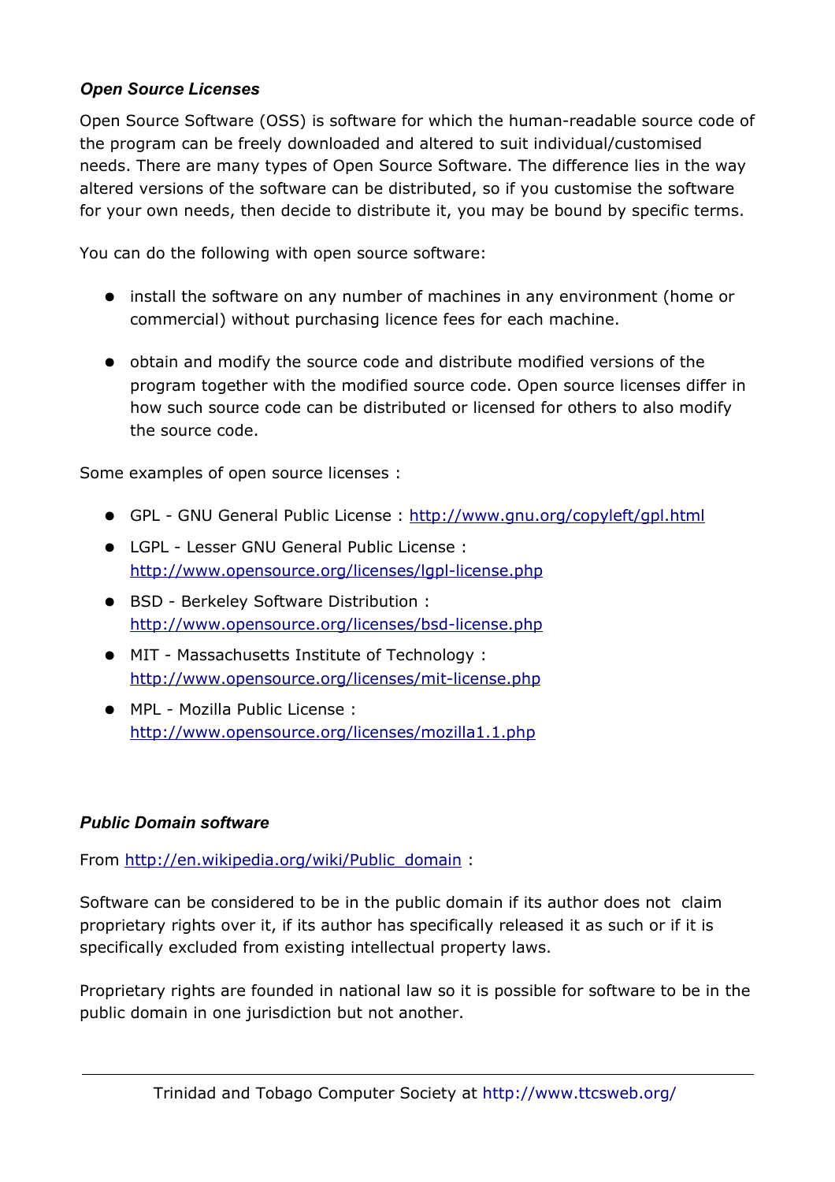### *Open Source Licenses*

Open Source Software (OSS) is software for which the human-readable source code of the program can be freely downloaded and altered to suit individual/customised needs. There are many types of Open Source Software. The difference lies in the way altered versions of the software can be distributed, so if you customise the software for your own needs, then decide to distribute it, you may be bound by specific terms.

You can do the following with open source software:

- install the software on any number of machines in any environment (home or commercial) without purchasing licence fees for each machine.
- obtain and modify the source code and distribute modified versions of the program together with the modified source code. Open source licenses differ in how such source code can be distributed or licensed for others to also modify the source code.

Some examples of open source licenses :

- GPL - GNU General Public License : http://www.gnu.org/copyleft/gpl.html
- LGPL - Lesser GNU General Public License : http://www.opensource.org/licenses/lgpl-license.php
- BSD - Berkeley Software Distribution : http://www.opensource.org/licenses/bsd-license.php
- MIT - Massachusetts Institute of Technology : http://www.opensource.org/licenses/mit-license.php
- MPL - Mozilla Public License : http://www.opensource.org/licenses/mozilla1.1.php

### *Public Domain software*

From http://en.wikipedia.org/wiki/Public_domain :

Software can be considered to be in the public domain if its author does not claim proprietary rights over it, if its author has specifically released it as such or if it is specifically excluded from existing intellectual property laws.

Proprietary rights are founded in national law so it is possible for software to be in the public domain in one jurisdiction but not another.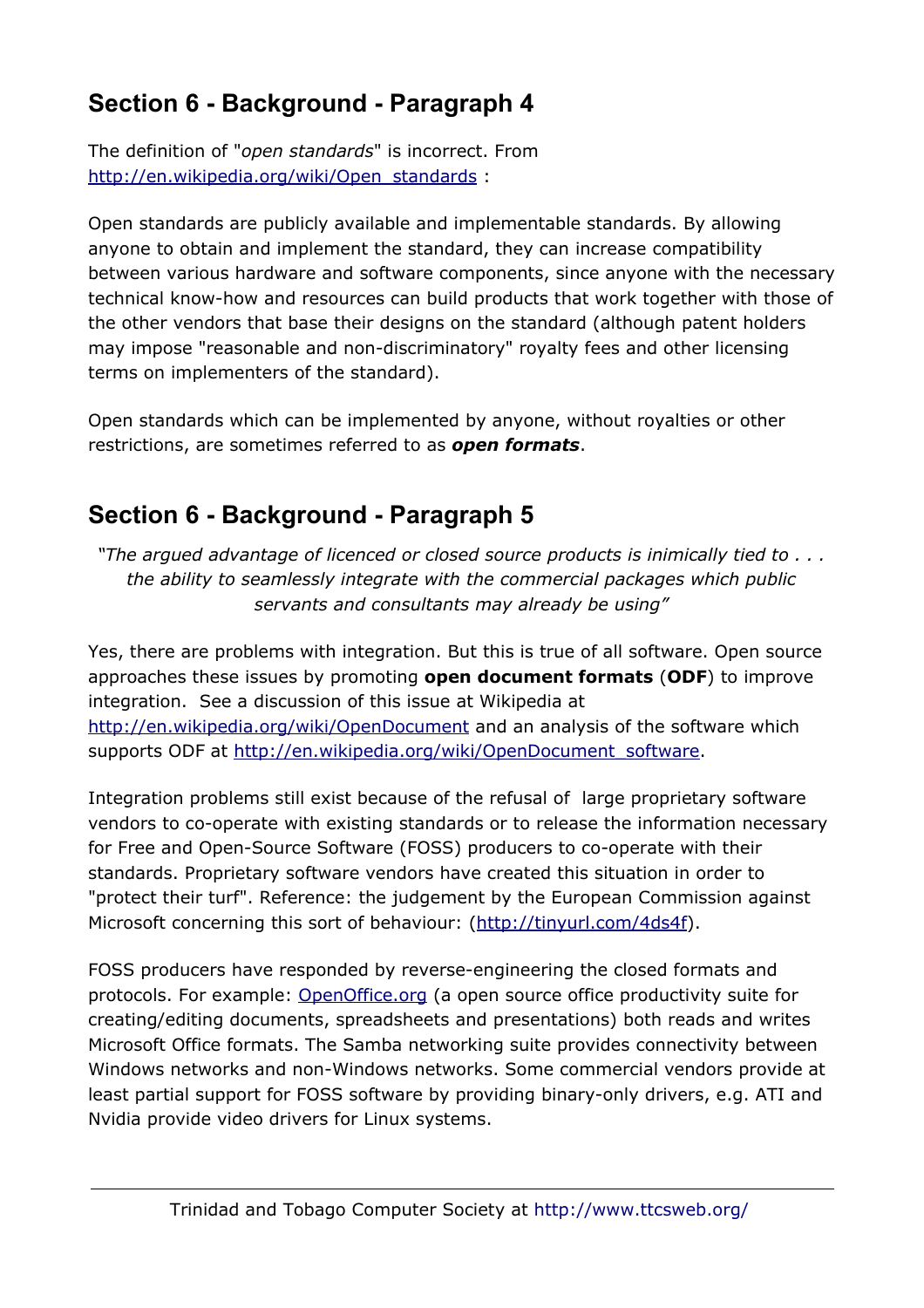## Section 6 - Background - Paragraph 4

The definition of "*open standards*" is incorrect. From [http://en.wikipedia.org/wiki/Open_standards](http://en.wikipedia.org/wiki/Open_standards) :

Open standards are publicly available and implementable standards. By allowing anyone to obtain and implement the standard, they can increase compatibility between various hardware and software components, since anyone with the necessary technical know-how and resources can build products that work together with those of the other vendors that base their designs on the standard (although patent holders may impose "reasonable and non-discriminatory" royalty fees and other licensing terms on implementers of the standard).

Open standards which can be implemented by anyone, without royalties or other restrictions, are sometimes referred to as ***open formats***.

## Section 6 - Background - Paragraph 5

> *"The argued advantage of licenced or closed source products is inimically tied to . . . the ability to seamlessly integrate with the commercial packages which public servants and consultants may already be using"*

Yes, there are problems with integration. But this is true of all software. Open source approaches these issues by promoting **open document formats** (**ODF**) to improve integration. See a discussion of this issue at Wikipedia at [http://en.wikipedia.org/wiki/OpenDocument](http://en.wikipedia.org/wiki/OpenDocument) and an analysis of the software which supports ODF at [http://en.wikipedia.org/wiki/OpenDocument_software](http://en.wikipedia.org/wiki/OpenDocument_software).

Integration problems still exist because of the refusal of large proprietary software vendors to co-operate with existing standards or to release the information necessary for Free and Open-Source Software (FOSS) producers to co-operate with their standards. Proprietary software vendors have created this situation in order to "protect their turf". Reference: the judgement by the European Commission against Microsoft concerning this sort of behaviour: ([http://tinyurl.com/4ds4f](http://tinyurl.com/4ds4f)).

FOSS producers have responded by reverse-engineering the closed formats and protocols. For example: [OpenOffice.org](OpenOffice.org) (a open source office productivity suite for creating/editing documents, spreadsheets and presentations) both reads and writes Microsoft Office formats. The Samba networking suite provides connectivity between Windows networks and non-Windows networks. Some commercial vendors provide at least partial support for FOSS software by providing binary-only drivers, e.g. ATI and Nvidia provide video drivers for Linux systems.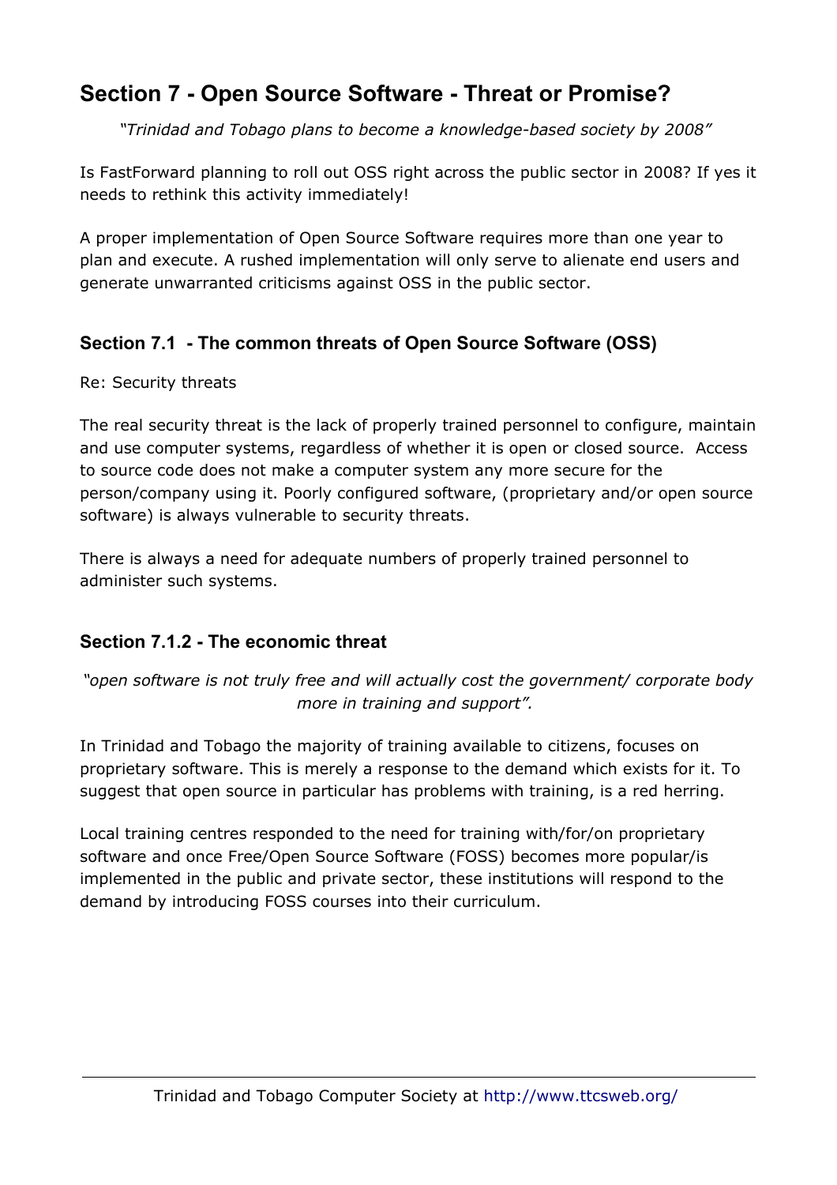## Section 7 - Open Source Software - Threat or Promise?

*"Trinidad and Tobago plans to become a knowledge-based society by 2008"*

Is FastForward planning to roll out OSS right across the public sector in 2008? If yes it needs to rethink this activity immediately!

A proper implementation of Open Source Software requires more than one year to plan and execute. A rushed implementation will only serve to alienate end users and generate unwarranted criticisms against OSS in the public sector.

### Section 7.1 - The common threats of Open Source Software (OSS)

Re: Security threats

The real security threat is the lack of properly trained personnel to configure, maintain and use computer systems, regardless of whether it is open or closed source. Access to source code does not make a computer system any more secure for the person/company using it. Poorly configured software, (proprietary and/or open source software) is always vulnerable to security threats.

There is always a need for adequate numbers of properly trained personnel to administer such systems.

### Section 7.1.2 - The economic threat

*"open software is not truly free and will actually cost the government/ corporate body more in training and support".*

In Trinidad and Tobago the majority of training available to citizens, focuses on proprietary software. This is merely a response to the demand which exists for it. To suggest that open source in particular has problems with training, is a red herring.

Local training centres responded to the need for training with/for/on proprietary software and once Free/Open Source Software (FOSS) becomes more popular/is implemented in the public and private sector, these institutions will respond to the demand by introducing FOSS courses into their curriculum.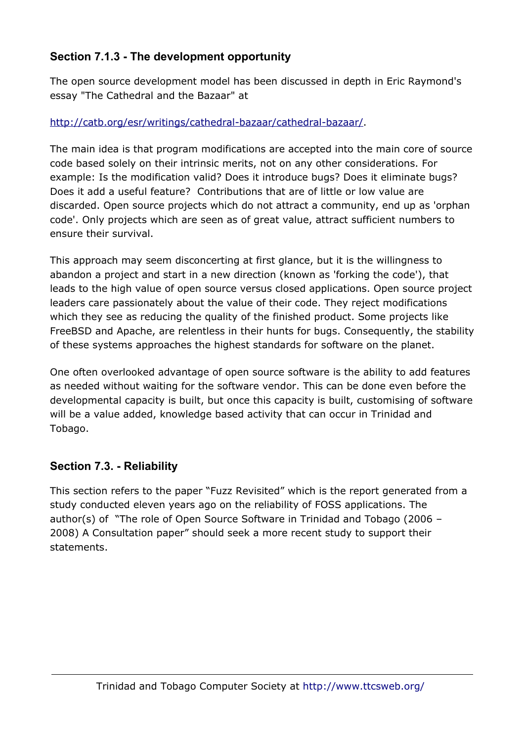### Section 7.1.3 - The development opportunity

The open source development model has been discussed in depth in Eric Raymond's essay "The Cathedral and the Bazaar" at

[http://catb.org/esr/writings/cathedral-bazaar/cathedral-bazaar/](http://catb.org/esr/writings/cathedral-bazaar/cathedral-bazaar/).

The main idea is that program modifications are accepted into the main core of source code based solely on their intrinsic merits, not on any other considerations. For example: Is the modification valid? Does it introduce bugs? Does it eliminate bugs? Does it add a useful feature? Contributions that are of little or low value are discarded. Open source projects which do not attract a community, end up as 'orphan code'. Only projects which are seen as of great value, attract sufficient numbers to ensure their survival.

This approach may seem disconcerting at first glance, but it is the willingness to abandon a project and start in a new direction (known as 'forking the code'), that leads to the high value of open source versus closed applications. Open source project leaders care passionately about the value of their code. They reject modifications which they see as reducing the quality of the finished product. Some projects like FreeBSD and Apache, are relentless in their hunts for bugs. Consequently, the stability of these systems approaches the highest standards for software on the planet.

One often overlooked advantage of open source software is the ability to add features as needed without waiting for the software vendor. This can be done even before the developmental capacity is built, but once this capacity is built, customising of software will be a value added, knowledge based activity that can occur in Trinidad and Tobago.

### Section 7.3. - Reliability

This section refers to the paper "Fuzz Revisited" which is the report generated from a study conducted eleven years ago on the reliability of FOSS applications. The author(s) of "The role of Open Source Software in Trinidad and Tobago (2006 – 2008) A Consultation paper" should seek a more recent study to support their statements.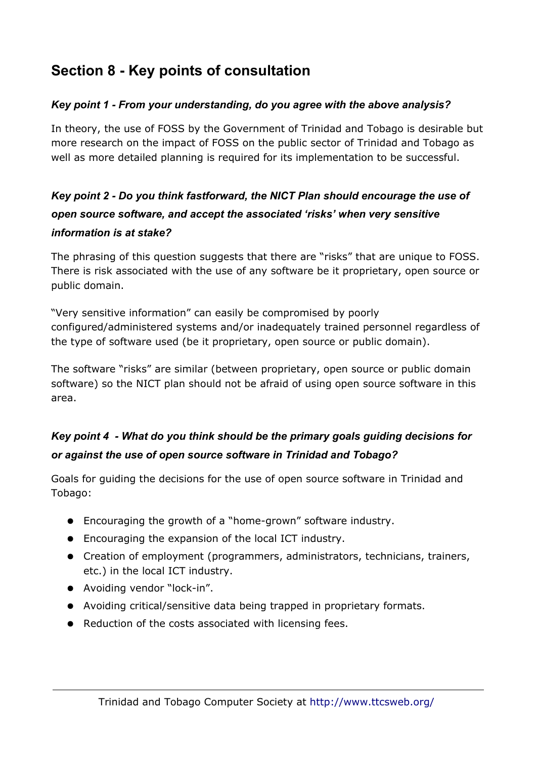## Section 8 - Key points of consultation

***Key point 1 - From your understanding, do you agree with the above analysis?***

In theory, the use of FOSS by the Government of Trinidad and Tobago is desirable but more research on the impact of FOSS on the public sector of Trinidad and Tobago as well as more detailed planning is required for its implementation to be successful.

***Key point 2 - Do you think fastforward, the NICT Plan should encourage the use of open source software, and accept the associated 'risks' when very sensitive information is at stake?***

The phrasing of this question suggests that there are "risks" that are unique to FOSS. There is risk associated with the use of any software be it proprietary, open source or public domain.

"Very sensitive information" can easily be compromised by poorly configured/administered systems and/or inadequately trained personnel regardless of the type of software used (be it proprietary, open source or public domain).

The software "risks" are similar (between proprietary, open source or public domain software) so the NICT plan should not be afraid of using open source software in this area.

***Key point 4 - What do you think should be the primary goals guiding decisions for or against the use of open source software in Trinidad and Tobago?***

Goals for guiding the decisions for the use of open source software in Trinidad and Tobago:

- Encouraging the growth of a "home-grown" software industry.
- Encouraging the expansion of the local ICT industry.
- Creation of employment (programmers, administrators, technicians, trainers, etc.) in the local ICT industry.
- Avoiding vendor "lock-in".
- Avoiding critical/sensitive data being trapped in proprietary formats.
- Reduction of the costs associated with licensing fees.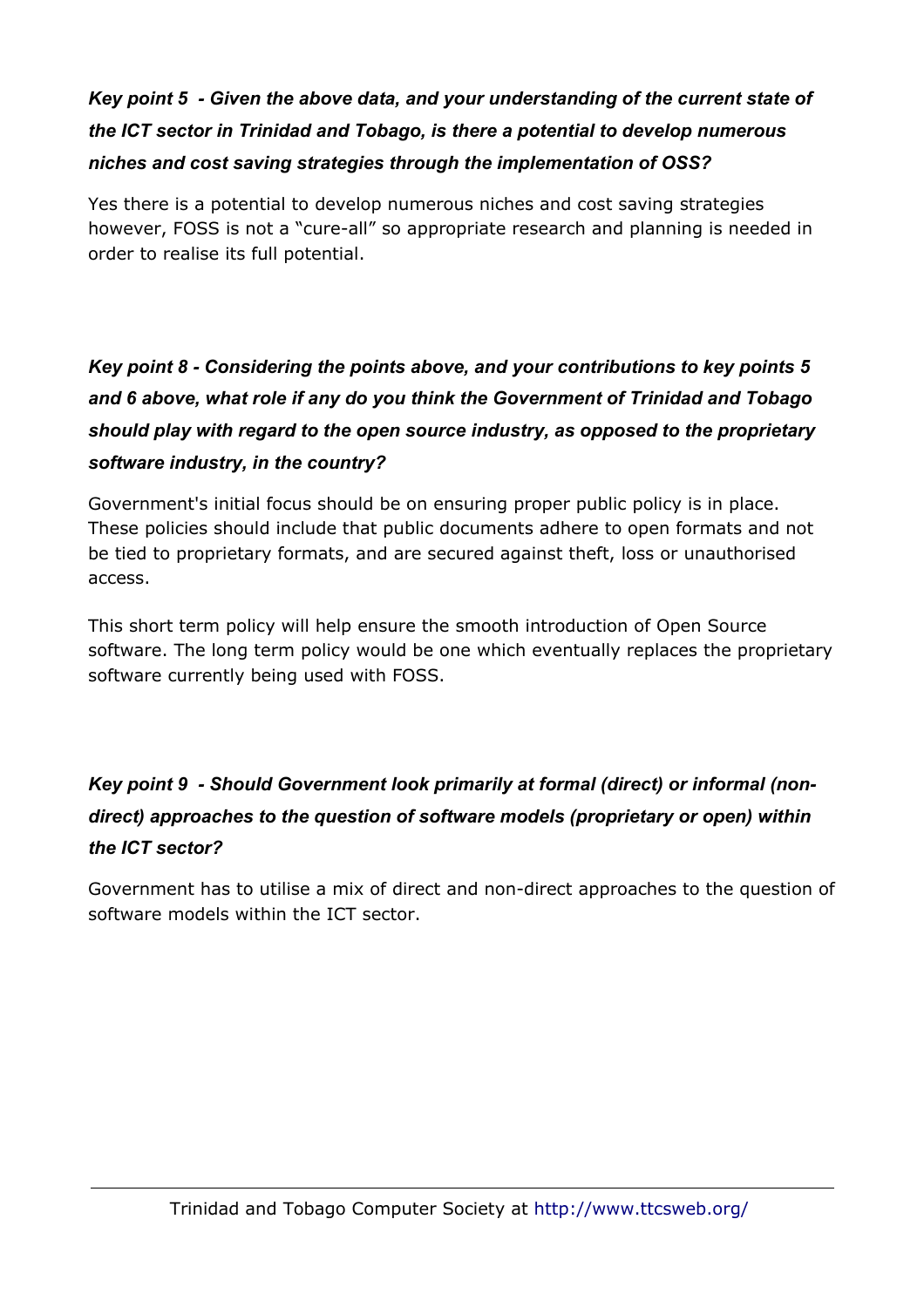***Key point 5 - Given the above data, and your understanding of the current state of the ICT sector in Trinidad and Tobago, is there a potential to develop numerous niches and cost saving strategies through the implementation of OSS?***

Yes there is a potential to develop numerous niches and cost saving strategies however, FOSS is not a "cure-all" so appropriate research and planning is needed in order to realise its full potential.

***Key point 8 - Considering the points above, and your contributions to key points 5 and 6 above, what role if any do you think the Government of Trinidad and Tobago should play with regard to the open source industry, as opposed to the proprietary software industry, in the country?***

Government's initial focus should be on ensuring proper public policy is in place. These policies should include that public documents adhere to open formats and not be tied to proprietary formats, and are secured against theft, loss or unauthorised access.

This short term policy will help ensure the smooth introduction of Open Source software. The long term policy would be one which eventually replaces the proprietary software currently being used with FOSS.

***Key point 9 - Should Government look primarily at formal (direct) or informal (non-direct) approaches to the question of software models (proprietary or open) within the ICT sector?***

Government has to utilise a mix of direct and non-direct approaches to the question of software models within the ICT sector.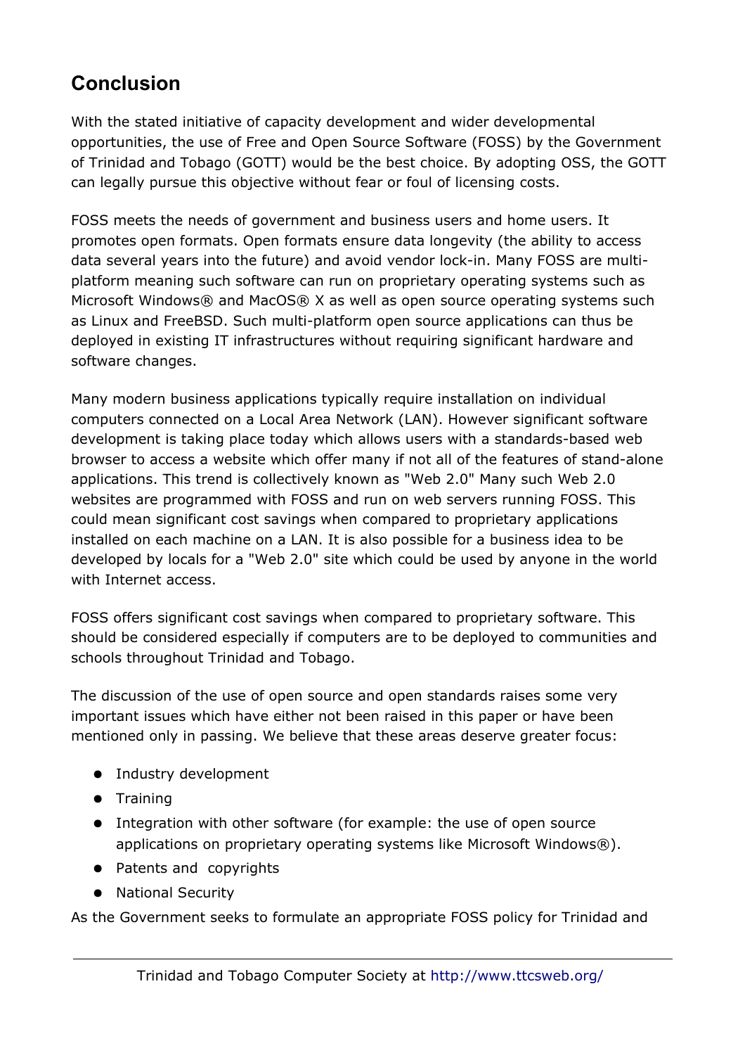## Conclusion

With the stated initiative of capacity development and wider developmental opportunities, the use of Free and Open Source Software (FOSS) by the Government of Trinidad and Tobago (GOTT) would be the best choice. By adopting OSS, the GOTT can legally pursue this objective without fear or foul of licensing costs.

FOSS meets the needs of government and business users and home users. It promotes open formats. Open formats ensure data longevity (the ability to access data several years into the future) and avoid vendor lock-in. Many FOSS are multi-platform meaning such software can run on proprietary operating systems such as Microsoft Windows® and MacOS® X as well as open source operating systems such as Linux and FreeBSD. Such multi-platform open source applications can thus be deployed in existing IT infrastructures without requiring significant hardware and software changes.

Many modern business applications typically require installation on individual computers connected on a Local Area Network (LAN). However significant software development is taking place today which allows users with a standards-based web browser to access a website which offer many if not all of the features of stand-alone applications. This trend is collectively known as "Web 2.0" Many such Web 2.0 websites are programmed with FOSS and run on web servers running FOSS. This could mean significant cost savings when compared to proprietary applications installed on each machine on a LAN. It is also possible for a business idea to be developed by locals for a "Web 2.0" site which could be used by anyone in the world with Internet access.

FOSS offers significant cost savings when compared to proprietary software. This should be considered especially if computers are to be deployed to communities and schools throughout Trinidad and Tobago.

The discussion of the use of open source and open standards raises some very important issues which have either not been raised in this paper or have been mentioned only in passing. We believe that these areas deserve greater focus:

- Industry development
- Training
- Integration with other software (for example: the use of open source applications on proprietary operating systems like Microsoft Windows®).
- Patents and copyrights
- National Security

As the Government seeks to formulate an appropriate FOSS policy for Trinidad and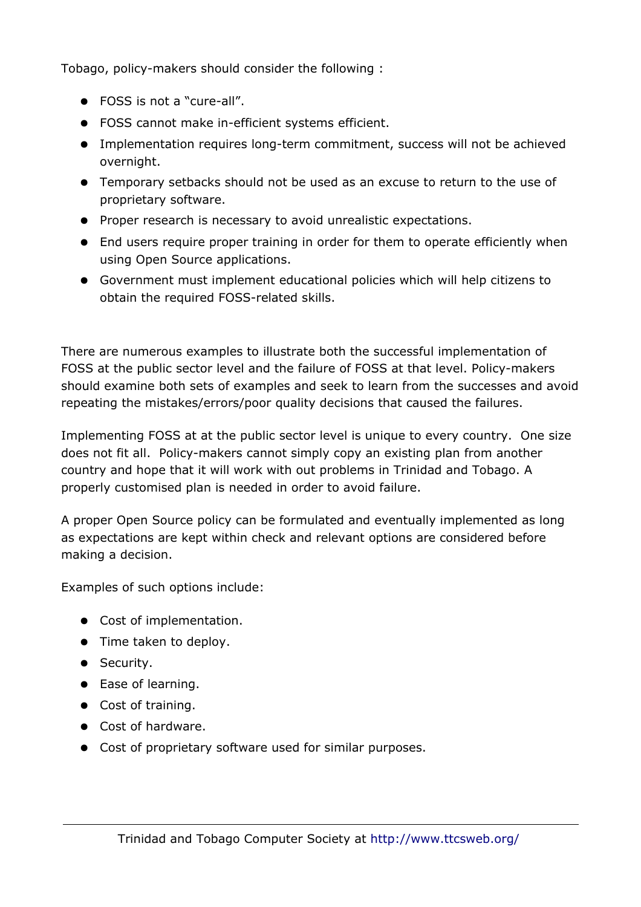Tobago, policy-makers should consider the following :

- FOSS is not a "cure-all".
- FOSS cannot make in-efficient systems efficient.
- Implementation requires long-term commitment, success will not be achieved overnight.
- Temporary setbacks should not be used as an excuse to return to the use of proprietary software.
- Proper research is necessary to avoid unrealistic expectations.
- End users require proper training in order for them to operate efficiently when using Open Source applications.
- Government must implement educational policies which will help citizens to obtain the required FOSS-related skills.

There are numerous examples to illustrate both the successful implementation of FOSS at the public sector level and the failure of FOSS at that level. Policy-makers should examine both sets of examples and seek to learn from the successes and avoid repeating the mistakes/errors/poor quality decisions that caused the failures.

Implementing FOSS at at the public sector level is unique to every country. One size does not fit all. Policy-makers cannot simply copy an existing plan from another country and hope that it will work with out problems in Trinidad and Tobago. A properly customised plan is needed in order to avoid failure.

A proper Open Source policy can be formulated and eventually implemented as long as expectations are kept within check and relevant options are considered before making a decision.

Examples of such options include:

- Cost of implementation.
- Time taken to deploy.
- Security.
- Ease of learning.
- Cost of training.
- Cost of hardware.
- Cost of proprietary software used for similar purposes.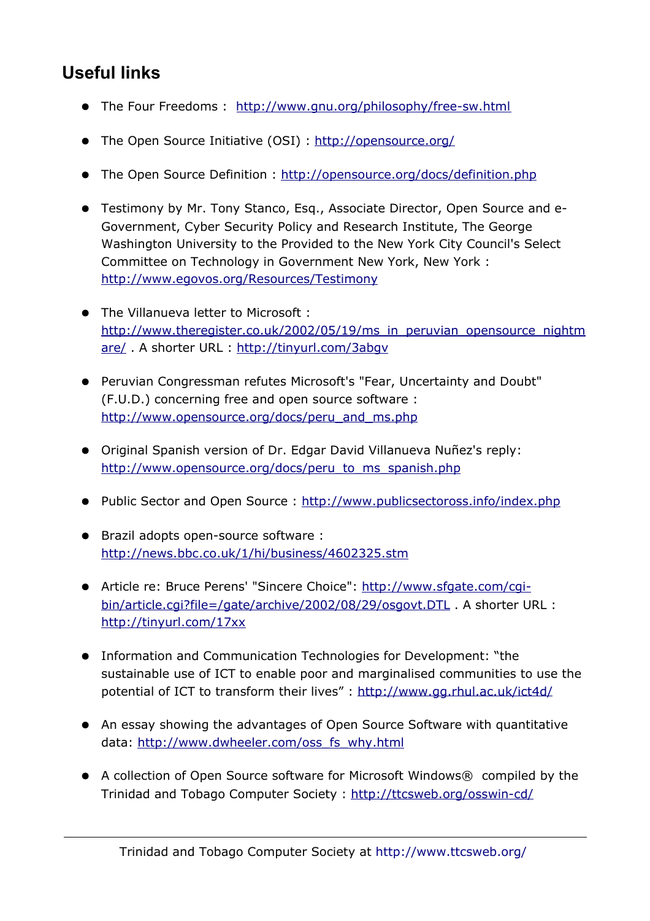## Useful links

- The Four Freedoms : http://www.gnu.org/philosophy/free-sw.html
- The Open Source Initiative (OSI) : http://opensource.org/
- The Open Source Definition : http://opensource.org/docs/definition.php
- Testimony by Mr. Tony Stanco, Esq., Associate Director, Open Source and e-Government, Cyber Security Policy and Research Institute, The George Washington University to the Provided to the New York City Council's Select Committee on Technology in Government New York, New York : http://www.egovos.org/Resources/Testimony
- The Villanueva letter to Microsoft : http://www.theregister.co.uk/2002/05/19/ms_in_peruvian_opensource_nightmare/ . A shorter URL : http://tinyurl.com/3abgv
- Peruvian Congressman refutes Microsoft's "Fear, Uncertainty and Doubt" (F.U.D.) concerning free and open source software : http://www.opensource.org/docs/peru_and_ms.php
- Original Spanish version of Dr. Edgar David Villanueva Nuñez's reply: http://www.opensource.org/docs/peru_to_ms_spanish.php
- Public Sector and Open Source : http://www.publicsectoross.info/index.php
- Brazil adopts open-source software : http://news.bbc.co.uk/1/hi/business/4602325.stm
- Article re: Bruce Perens' "Sincere Choice": http://www.sfgate.com/cgi-bin/article.cgi?file=/gate/archive/2002/08/29/osgovt.DTL . A shorter URL : http://tinyurl.com/17xx
- Information and Communication Technologies for Development: "the sustainable use of ICT to enable poor and marginalised communities to use the potential of ICT to transform their lives" : http://www.gg.rhul.ac.uk/ict4d/
- An essay showing the advantages of Open Source Software with quantitative data: http://www.dwheeler.com/oss_fs_why.html
- A collection of Open Source software for Microsoft Windows® compiled by the Trinidad and Tobago Computer Society : http://ttcsweb.org/osswin-cd/